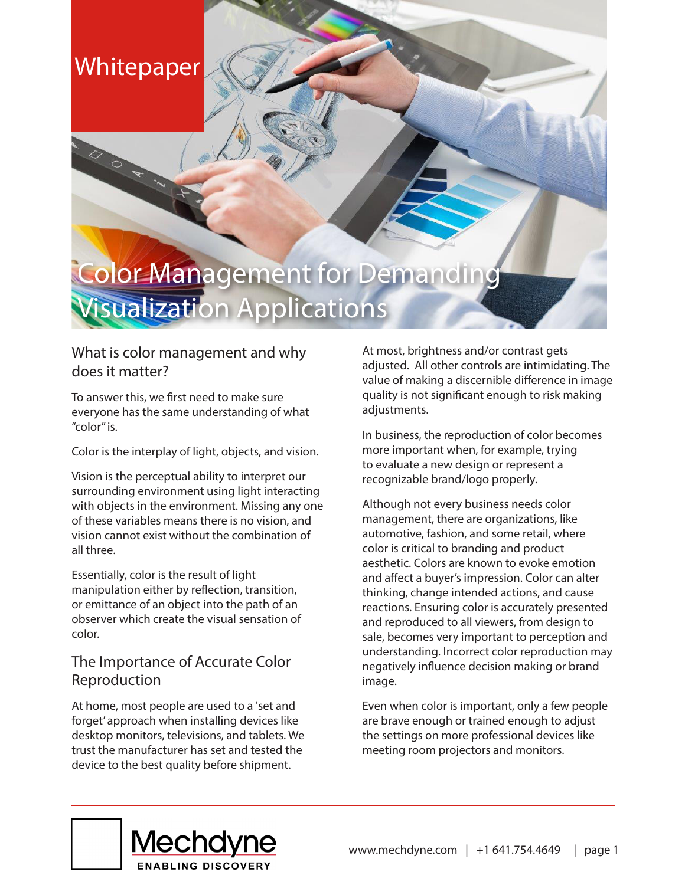Whitepaper

# Color Management for Demanding Visualization Applications

## What is color management and why does it matter?

To answer this, we first need to make sure everyone has the same understanding of what "color" is.

Color is the interplay of light, objects, and vision.

Vision is the perceptual ability to interpret our surrounding environment using light interacting with objects in the environment. Missing any one of these variables means there is no vision, and vision cannot exist without the combination of all three.

Essentially, color is the result of light manipulation either by reflection, transition, or emittance of an object into the path of an observer which create the visual sensation of color.

## The Importance of Accurate Color Reproduction

At home, most people are used to a 'set and forget' approach when installing devices like desktop monitors, televisions, and tablets. We trust the manufacturer has set and tested the device to the best quality before shipment. At most, brightness and/or contrast gets adjusted. All other controls are intimidating. The value of making a discernible difference in image quality is not significant enough to risk making adjustments.

In business, the reproduction of color becomes more important when, for example, trying to evaluate a new design or represent a recognizable brand/logo properly.

Although not every business needs color management, there are organizations, like automotive, fashion, and some retail, where color is critical to branding and product aesthetic. Colors are known to evoke emotion and affect a buyer's impression. Color can alter thinking, change intended actions, and cause reactions. Ensuring color is accurately presented and reproduced to all viewers, from design to sale, becomes very important to perception and understanding. Incorrect color reproduction may negatively influence decision making or brand image.

Even when color is important, only a few people are brave enough or trained enough to adjust the settings on more professional devices like meeting room projectors and monitors.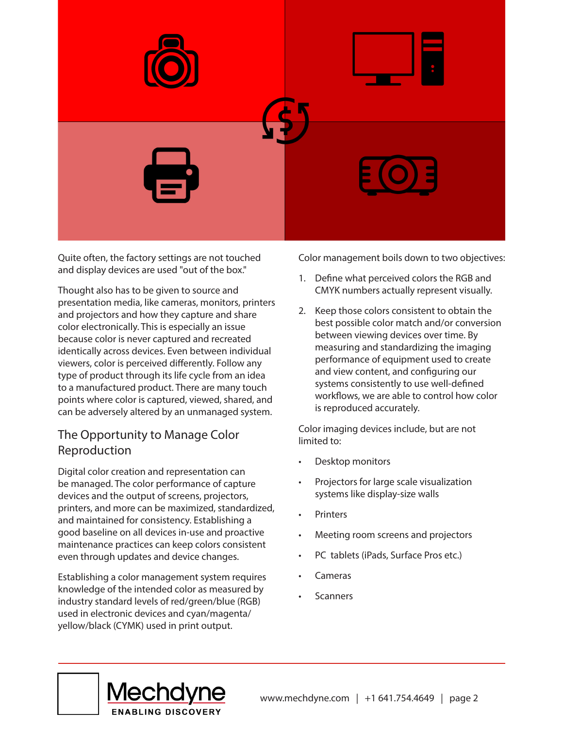Quite often, the factory settings are not touched and display devices are used "out of the box."

Thought also has to be given to source and presentation media, like cameras, monitors, printers and projectors and how they capture and share color electronically. This is especially an issue because color is never captured and recreated identically across devices. Even between individual viewers, color is perceived differently. Follow any type of product through its life cycle from an idea to a manufactured product. There are many touch points where color is captured, viewed, shared, and can be adversely altered by an unmanaged system.

## The Opportunity to Manage Color Reproduction

Digital color creation and representation can be managed. The color performance of capture devices and the output of screens, projectors, printers, and more can be maximized, standardized, and maintained for consistency. Establishing a good baseline on all devices in-use and proactive maintenance practices can keep colors consistent even through updates and device changes.

Establishing a color management system requires knowledge of the intended color as measured by industry standard levels of red/green/blue (RGB) used in electronic devices and cyan/magenta/yellow/black (CYMK) used in print output.

Color management boils down to two objectives:

1. Define what perceived colors the RGB and CMYK numbers actually represent visually.
2. Keep those colors consistent to obtain the best possible color match and/or conversion between viewing devices over time. By measuring and standardizing the imaging performance of equipment used to create and view content, and configuring our systems consistently to use well-defined workflows, we are able to control how color is reproduced accurately.

Color imaging devices include, but are not limited to:

- Desktop monitors
- Projectors for large scale visualization systems like display-size walls
- Printers
- Meeting room screens and projectors
- PC tablets (iPads, Surface Pros etc.)
- Cameras
- Scanners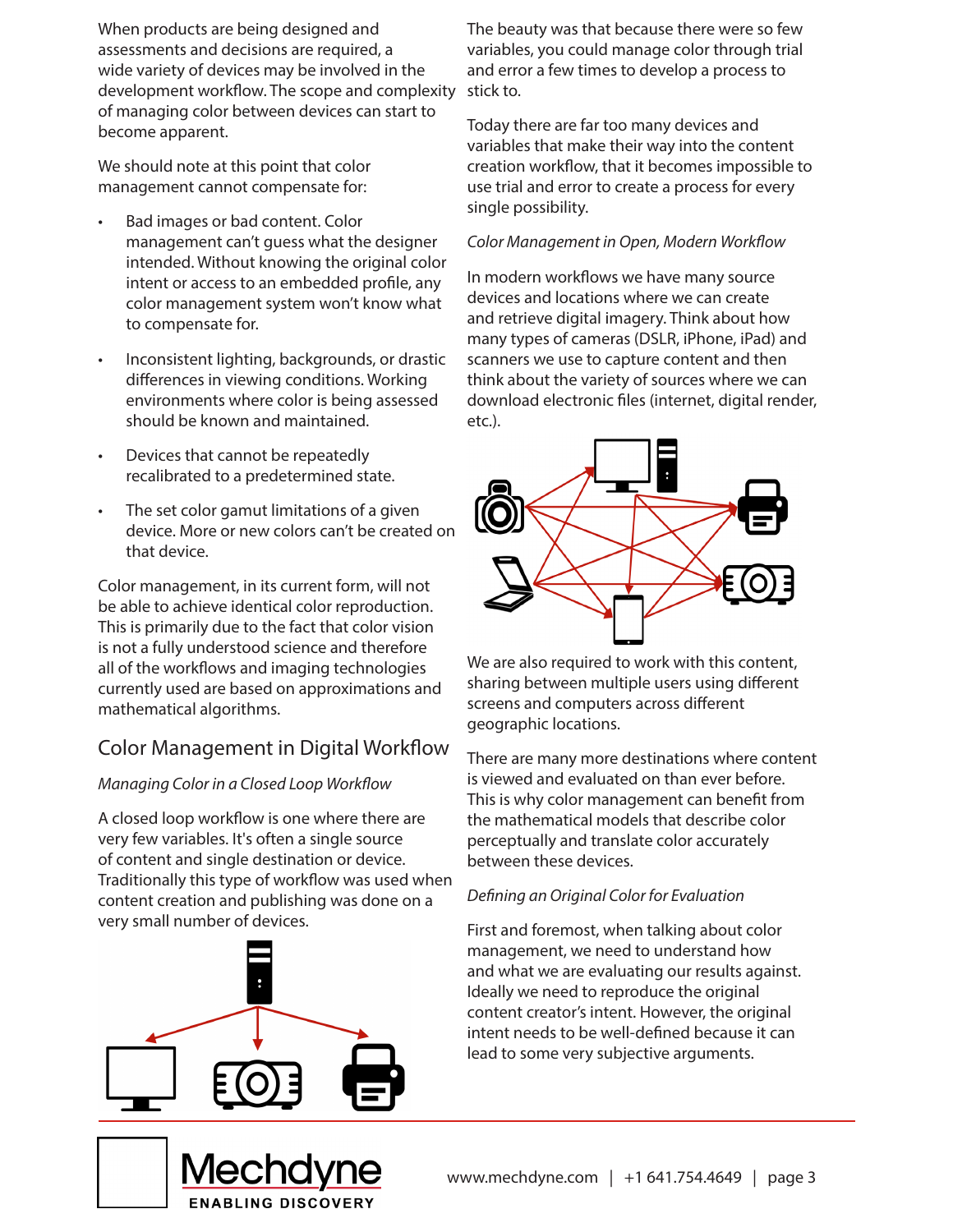When products are being designed and assessments and decisions are required, a wide variety of devices may be involved in the development workflow. The scope and complexity of managing color between devices can start to become apparent.

We should note at this point that color management cannot compensate for:

- Bad images or bad content. Color management can't guess what the designer intended. Without knowing the original color intent or access to an embedded profile, any color management system won't know what to compensate for.
- Inconsistent lighting, backgrounds, or drastic differences in viewing conditions. Working environments where color is being assessed should be known and maintained.
- Devices that cannot be repeatedly recalibrated to a predetermined state.
- The set color gamut limitations of a given device. More or new colors can't be created on that device.

Color management, in its current form, will not be able to achieve identical color reproduction. This is primarily due to the fact that color vision is not a fully understood science and therefore all of the workflows and imaging technologies currently used are based on approximations and mathematical algorithms.

## Color Management in Digital Workflow

*Managing Color in a Closed Loop Workflow*

A closed loop workflow is one where there are very few variables. It's often a single source of content and single destination or device. Traditionally this type of workflow was used when content creation and publishing was done on a very small number of devices.

The beauty was that because there were so few variables, you could manage color through trial and error a few times to develop a process to stick to.

Today there are far too many devices and variables that make their way into the content creation workflow, that it becomes impossible to use trial and error to create a process for every single possibility.

*Color Management in Open, Modern Workflow*

In modern workflows we have many source devices and locations where we can create and retrieve digital imagery. Think about how many types of cameras (DSLR, iPhone, iPad) and scanners we use to capture content and then think about the variety of sources where we can download electronic files (internet, digital render, etc.).

We are also required to work with this content, sharing between multiple users using different screens and computers across different geographic locations.

There are many more destinations where content is viewed and evaluated on than ever before. This is why color management can benefit from the mathematical models that describe color perceptually and translate color accurately between these devices.

*Defining an Original Color for Evaluation*

First and foremost, when talking about color management, we need to understand how and what we are evaluating our results against. Ideally we need to reproduce the original content creator's intent. However, the original intent needs to be well-defined because it can lead to some very subjective arguments.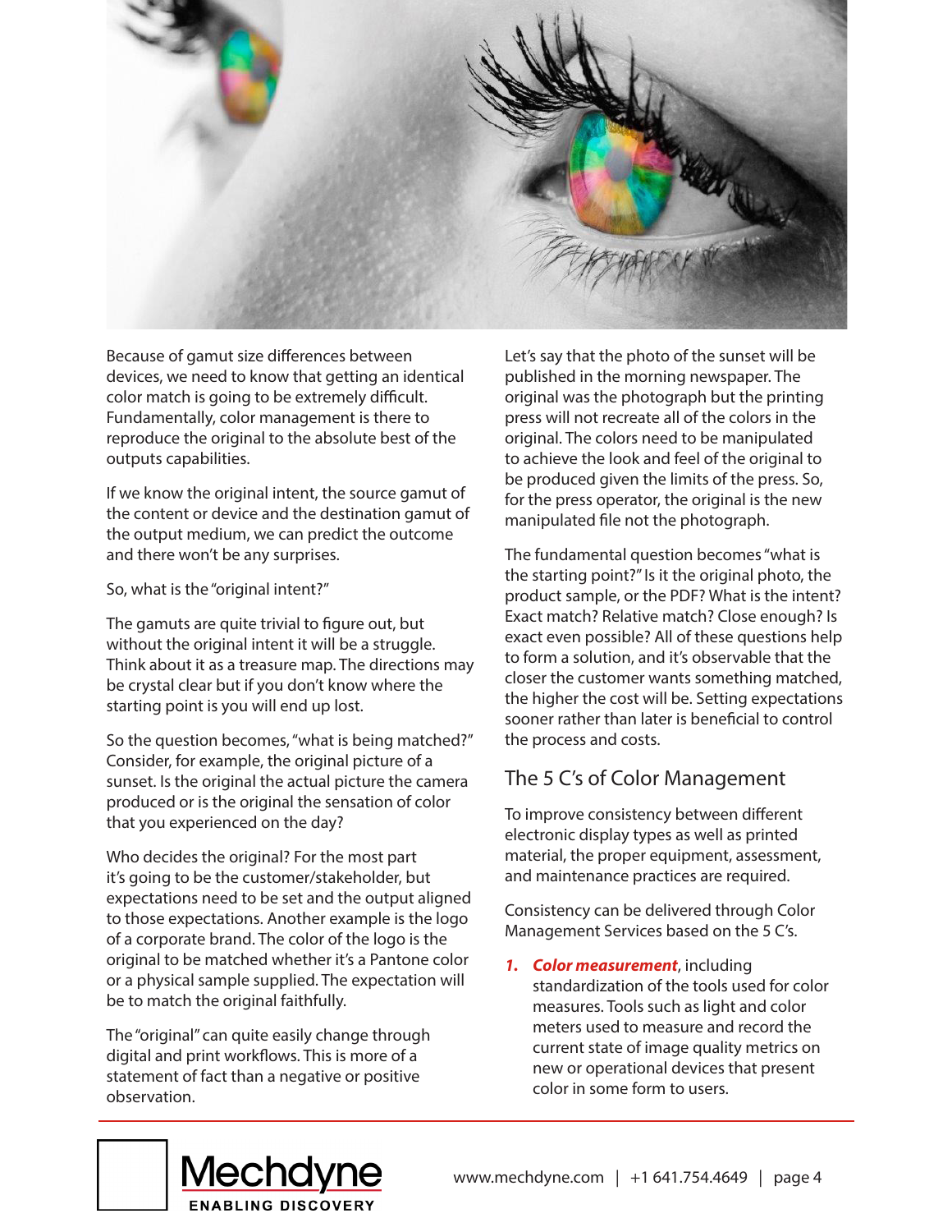Because of gamut size differences between devices, we need to know that getting an identical color match is going to be extremely difficult. Fundamentally, color management is there to reproduce the original to the absolute best of the outputs capabilities.

If we know the original intent, the source gamut of the content or device and the destination gamut of the output medium, we can predict the outcome and there won't be any surprises.

So, what is the "original intent?"

The gamuts are quite trivial to figure out, but without the original intent it will be a struggle. Think about it as a treasure map. The directions may be crystal clear but if you don't know where the starting point is you will end up lost.

So the question becomes, "what is being matched?" Consider, for example, the original picture of a sunset. Is the original the actual picture the camera produced or is the original the sensation of color that you experienced on the day?

Who decides the original? For the most part it's going to be the customer/stakeholder, but expectations need to be set and the output aligned to those expectations. Another example is the logo of a corporate brand. The color of the logo is the original to be matched whether it's a Pantone color or a physical sample supplied. The expectation will be to match the original faithfully.

The "original" can quite easily change through digital and print workflows. This is more of a statement of fact than a negative or positive observation.

Let's say that the photo of the sunset will be published in the morning newspaper. The original was the photograph but the printing press will not recreate all of the colors in the original. The colors need to be manipulated to achieve the look and feel of the original to be produced given the limits of the press. So, for the press operator, the original is the new manipulated file not the photograph.

The fundamental question becomes "what is the starting point?" Is it the original photo, the product sample, or the PDF? What is the intent? Exact match? Relative match? Close enough? Is exact even possible? All of these questions help to form a solution, and it's observable that the closer the customer wants something matched, the higher the cost will be. Setting expectations sooner rather than later is beneficial to control the process and costs.

## The 5 C's of Color Management

To improve consistency between different electronic display types as well as printed material, the proper equipment, assessment, and maintenance practices are required.

Consistency can be delivered through Color Management Services based on the 5 C's.

1. ***Color measurement***, including standardization of the tools used for color measures. Tools such as light and color meters used to measure and record the current state of image quality metrics on new or operational devices that present color in some form to users.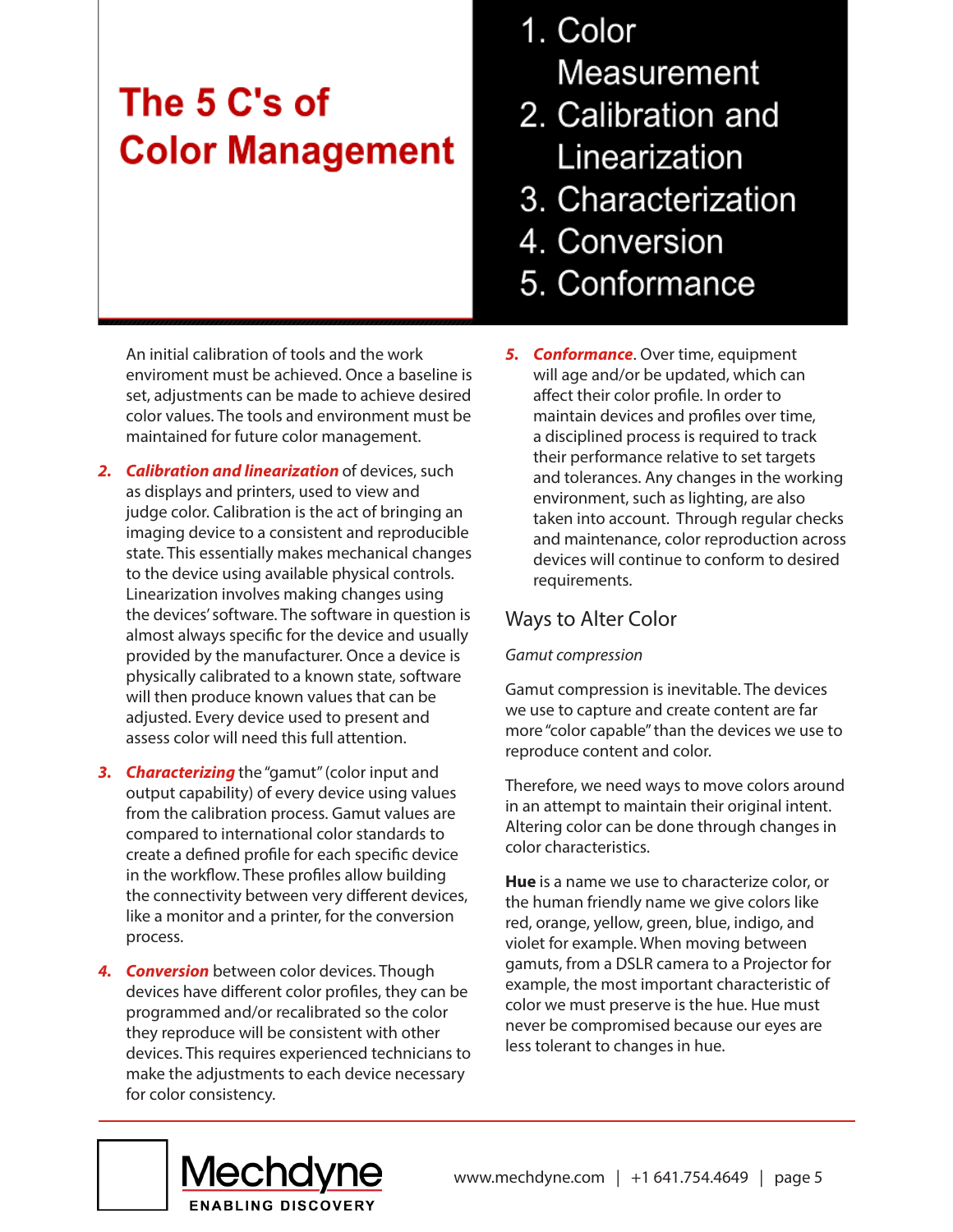# The 5 C's of Color Management

1. Color Measurement
2. Calibration and Linearization
3. Characterization
4. Conversion
5. Conformance

An initial calibration of tools and the work enviroment must be achieved. Once a baseline is set, adjustments can be made to achieve desired color values. The tools and environment must be maintained for future color management.

2. ***Calibration and linearization*** of devices, such as displays and printers, used to view and judge color. Calibration is the act of bringing an imaging device to a consistent and reproducible state. This essentially makes mechanical changes to the device using available physical controls. Linearization involves making changes using the devices' software. The software in question is almost always specific for the device and usually provided by the manufacturer. Once a device is physically calibrated to a known state, software will then produce known values that can be adjusted. Every device used to present and assess color will need this full attention.

3. ***Characterizing*** the "gamut" (color input and output capability) of every device using values from the calibration process. Gamut values are compared to international color standards to create a defined profile for each specific device in the workflow. These profiles allow building the connectivity between very different devices, like a monitor and a printer, for the conversion process.

4. ***Conversion*** between color devices. Though devices have different color profiles, they can be programmed and/or recalibrated so the color they reproduce will be consistent with other devices. This requires experienced technicians to make the adjustments to each device necessary for color consistency.

5. ***Conformance***. Over time, equipment will age and/or be updated, which can affect their color profile. In order to maintain devices and profiles over time, a disciplined process is required to track their performance relative to set targets and tolerances. Any changes in the working environment, such as lighting, are also taken into account. Through regular checks and maintenance, color reproduction across devices will continue to conform to desired requirements.

## Ways to Alter Color

*Gamut compression*

Gamut compression is inevitable. The devices we use to capture and create content are far more "color capable" than the devices we use to reproduce content and color.

Therefore, we need ways to move colors around in an attempt to maintain their original intent. Altering color can be done through changes in color characteristics.

**Hue** is a name we use to characterize color, or the human friendly name we give colors like red, orange, yellow, green, blue, indigo, and violet for example. When moving between gamuts, from a DSLR camera to a Projector for example, the most important characteristic of color we must preserve is the hue. Hue must never be compromised because our eyes are less tolerant to changes in hue.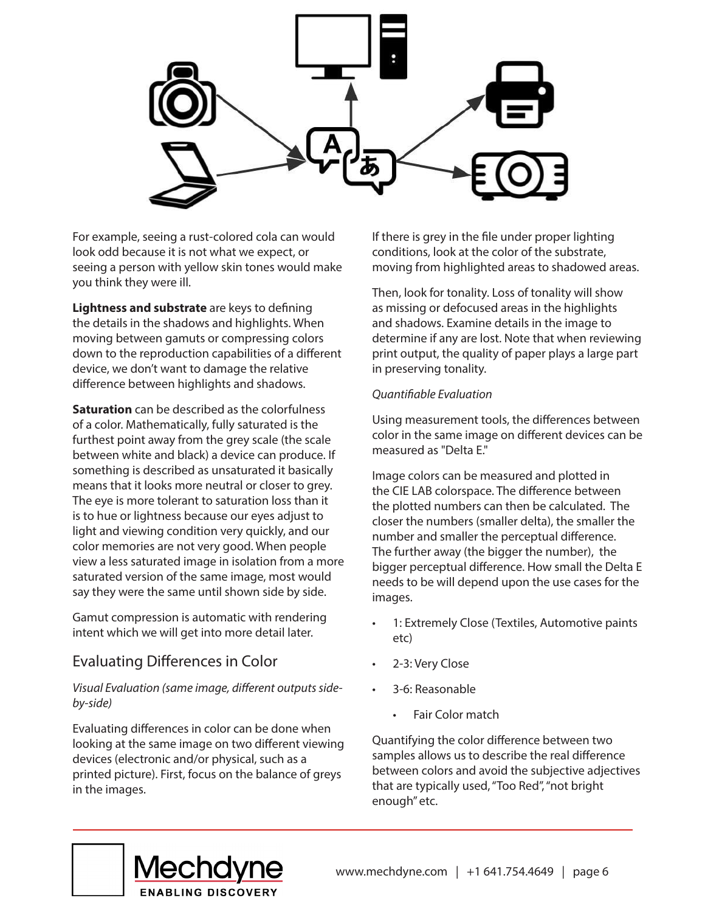For example, seeing a rust-colored cola can would look odd because it is not what we expect, or seeing a person with yellow skin tones would make you think they were ill.

**Lightness and substrate** are keys to defining the details in the shadows and highlights. When moving between gamuts or compressing colors down to the reproduction capabilities of a different device, we don't want to damage the relative difference between highlights and shadows.

**Saturation** can be described as the colorfulness of a color. Mathematically, fully saturated is the furthest point away from the grey scale (the scale between white and black) a device can produce. If something is described as unsaturated it basically means that it looks more neutral or closer to grey. The eye is more tolerant to saturation loss than it is to hue or lightness because our eyes adjust to light and viewing condition very quickly, and our color memories are not very good. When people view a less saturated image in isolation from a more saturated version of the same image, most would say they were the same until shown side by side.

Gamut compression is automatic with rendering intent which we will get into more detail later.

## Evaluating Differences in Color

*Visual Evaluation (same image, different outputs side-by-side)*

Evaluating differences in color can be done when looking at the same image on two different viewing devices (electronic and/or physical, such as a printed picture). First, focus on the balance of greys in the images.

If there is grey in the file under proper lighting conditions, look at the color of the substrate, moving from highlighted areas to shadowed areas.

Then, look for tonality. Loss of tonality will show as missing or defocused areas in the highlights and shadows. Examine details in the image to determine if any are lost. Note that when reviewing print output, the quality of paper plays a large part in preserving tonality.

*Quantifiable Evaluation*

Using measurement tools, the differences between color in the same image on different devices can be measured as "Delta E."

Image colors can be measured and plotted in the CIE LAB colorspace. The difference between the plotted numbers can then be calculated. The closer the numbers (smaller delta), the smaller the number and smaller the perceptual difference. The further away (the bigger the number), the bigger perceptual difference. How small the Delta E needs to be will depend upon the use cases for the images.

- 1: Extremely Close (Textiles, Automotive paints etc)
- 2-3: Very Close
- 3-6: Reasonable
  - Fair Color match

Quantifying the color difference between two samples allows us to describe the real difference between colors and avoid the subjective adjectives that are typically used, "Too Red", "not bright enough" etc.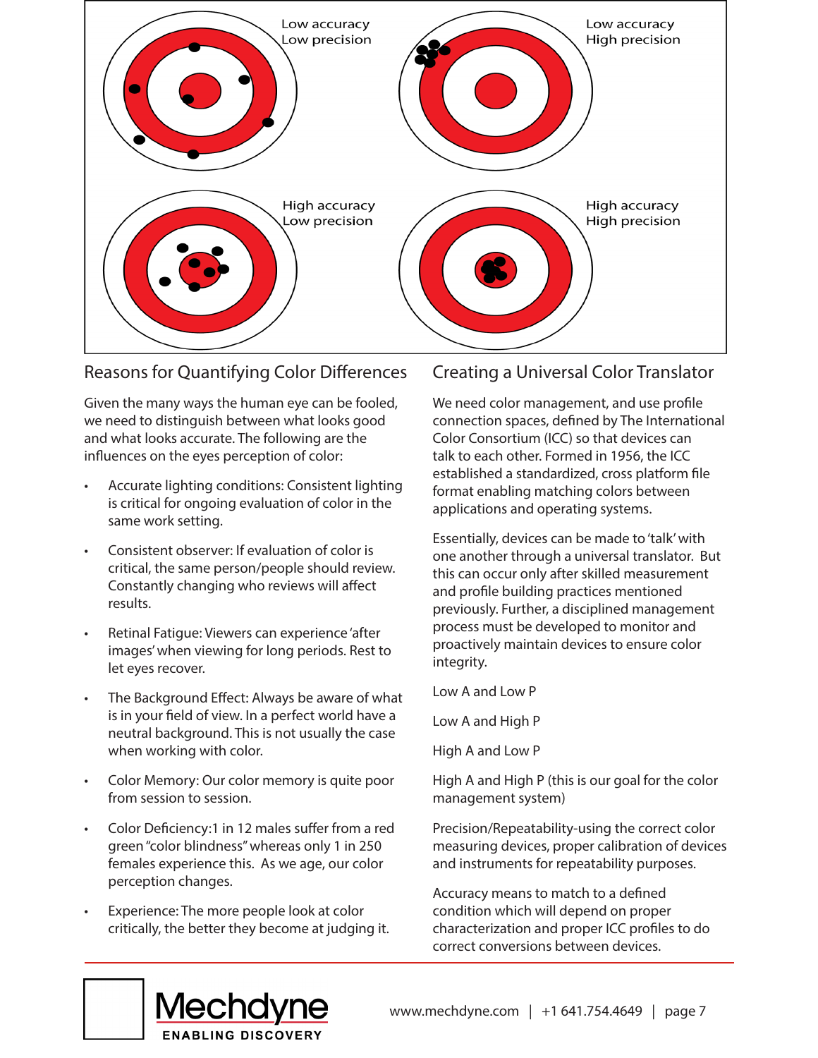Low accuracy
Low precision

Low accuracy
High precision

High accuracy
Low precision

High accuracy
High precision

## Reasons for Quantifying Color Differences

Given the many ways the human eye can be fooled, we need to distinguish between what looks good and what looks accurate. The following are the influences on the eyes perception of color:

- Accurate lighting conditions: Consistent lighting is critical for ongoing evaluation of color in the same work setting.
- Consistent observer: If evaluation of color is critical, the same person/people should review. Constantly changing who reviews will affect results.
- Retinal Fatigue: Viewers can experience 'after images' when viewing for long periods. Rest to let eyes recover.
- The Background Effect: Always be aware of what is in your field of view. In a perfect world have a neutral background. This is not usually the case when working with color.
- Color Memory: Our color memory is quite poor from session to session.
- Color Deficiency:1 in 12 males suffer from a red green "color blindness" whereas only 1 in 250 females experience this. As we age, our color perception changes.
- Experience: The more people look at color critically, the better they become at judging it.

## Creating a Universal Color Translator

We need color management, and use profile connection spaces, defined by The International Color Consortium (ICC) so that devices can talk to each other. Formed in 1956, the ICC established a standardized, cross platform file format enabling matching colors between applications and operating systems.

Essentially, devices can be made to 'talk' with one another through a universal translator. But this can occur only after skilled measurement and profile building practices mentioned previously. Further, a disciplined management process must be developed to monitor and proactively maintain devices to ensure color integrity.

Low A and Low P

Low A and High P

High A and Low P

High A and High P (this is our goal for the color management system)

Precision/Repeatability-using the correct color measuring devices, proper calibration of devices and instruments for repeatability purposes.

Accuracy means to match to a defined condition which will depend on proper characterization and proper ICC profiles to do correct conversions between devices.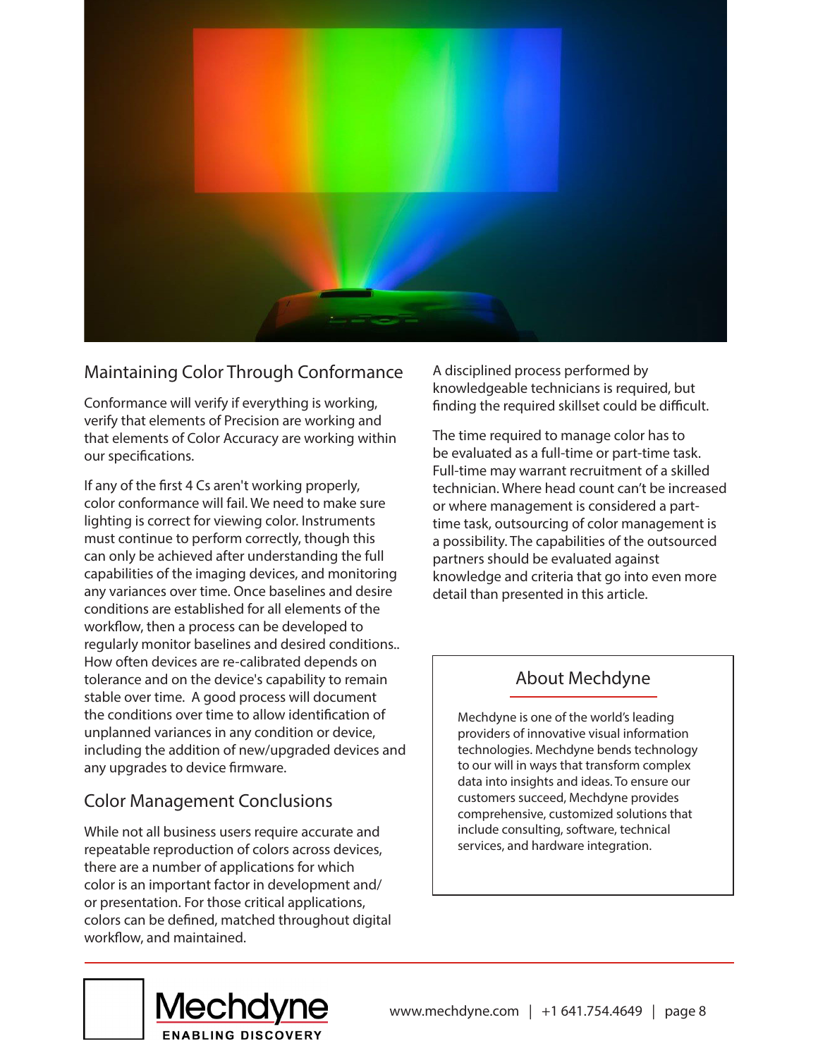## Maintaining Color Through Conformance

Conformance will verify if everything is working, verify that elements of Precision are working and that elements of Color Accuracy are working within our specifications.

If any of the first 4 Cs aren't working properly, color conformance will fail. We need to make sure lighting is correct for viewing color. Instruments must continue to perform correctly, though this can only be achieved after understanding the full capabilities of the imaging devices, and monitoring any variances over time. Once baselines and desire conditions are established for all elements of the workflow, then a process can be developed to regularly monitor baselines and desired conditions.. How often devices are re-calibrated depends on tolerance and on the device's capability to remain stable over time. A good process will document the conditions over time to allow identification of unplanned variances in any condition or device, including the addition of new/upgraded devices and any upgrades to device firmware.

## Color Management Conclusions

While not all business users require accurate and repeatable reproduction of colors across devices, there are a number of applications for which color is an important factor in development and/or presentation. For those critical applications, colors can be defined, matched throughout digital workflow, and maintained.

A disciplined process performed by knowledgeable technicians is required, but finding the required skillset could be difficult.

The time required to manage color has to be evaluated as a full-time or part-time task. Full-time may warrant recruitment of a skilled technician. Where head count can't be increased or where management is considered a part-time task, outsourcing of color management is a possibility. The capabilities of the outsourced partners should be evaluated against knowledge and criteria that go into even more detail than presented in this article.

### About Mechdyne

Mechdyne is one of the world's leading providers of innovative visual information technologies. Mechdyne bends technology to our will in ways that transform complex data into insights and ideas. To ensure our customers succeed, Mechdyne provides comprehensive, customized solutions that include consulting, software, technical services, and hardware integration.

Mechdyne
ENABLING DISCOVERY

www.mechdyne.com | +1 641.754.4649